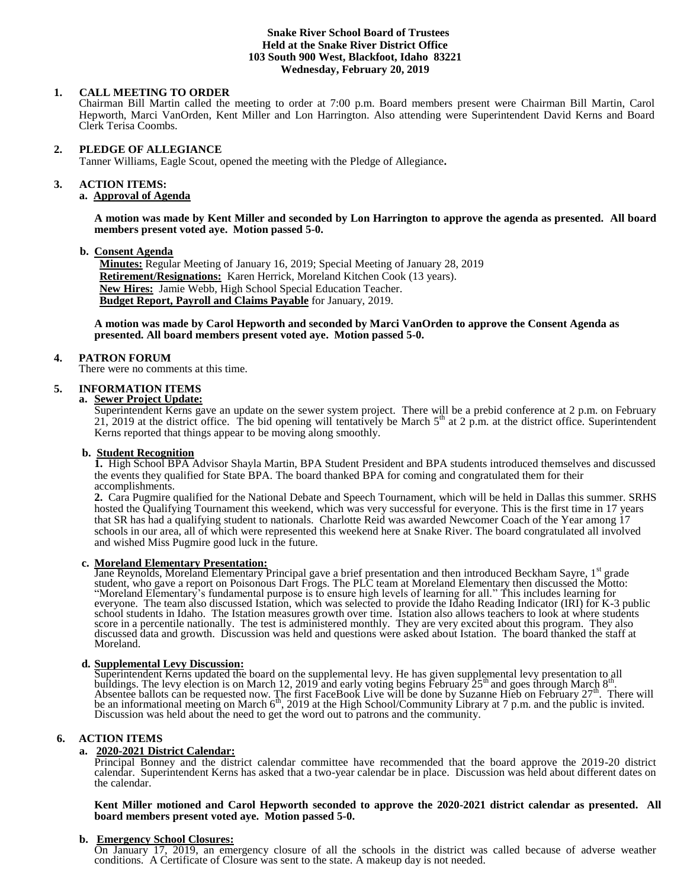**Snake River School Board of Trustees**
**Held at the Snake River District Office**
**103 South 900 West, Blackfoot, Idaho 83221**
**Wednesday, February 20, 2019**

**1. CALL MEETING TO ORDER**

Chairman Bill Martin called the meeting to order at 7:00 p.m. Board members present were Chairman Bill Martin, Carol Hepworth, Marci VanOrden, Kent Miller and Lon Harrington. Also attending were Superintendent David Kerns and Board Clerk Terisa Coombs.

**2. PLEDGE OF ALLEGIANCE**

Tanner Williams, Eagle Scout, opened the meeting with the Pledge of Allegiance**.**

**3. ACTION ITEMS:**

**a. Approval of Agenda**

**A motion was made by Kent Miller and seconded by Lon Harrington to approve the agenda as presented. All board members present voted aye. Motion passed 5-0.**

**b. Consent Agenda**

**Minutes:** Regular Meeting of January 16, 2019; Special Meeting of January 28, 2019
**Retirement/Resignations:** Karen Herrick, Moreland Kitchen Cook (13 years).
**New Hires:** Jamie Webb, High School Special Education Teacher.
**Budget Report, Payroll and Claims Payable** for January, 2019.

**A motion was made by Carol Hepworth and seconded by Marci VanOrden to approve the Consent Agenda as presented. All board members present voted aye. Motion passed 5-0.**

**4. PATRON FORUM**

There were no comments at this time.

**5. INFORMATION ITEMS**

**a. Sewer Project Update:**

Superintendent Kerns gave an update on the sewer system project. There will be a prebid conference at 2 p.m. on February 21, 2019 at the district office. The bid opening will tentatively be March 5th at 2 p.m. at the district office. Superintendent Kerns reported that things appear to be moving along smoothly.

**b. Student Recognition**

**1.** High School BPA Advisor Shayla Martin, BPA Student President and BPA students introduced themselves and discussed the events they qualified for State BPA. The board thanked BPA for coming and congratulated them for their accomplishments.

**2.** Cara Pugmire qualified for the National Debate and Speech Tournament, which will be held in Dallas this summer. SRHS hosted the Qualifying Tournament this weekend, which was very successful for everyone. This is the first time in 17 years that SR has had a qualifying student to nationals. Charlotte Reid was awarded Newcomer Coach of the Year among 17 schools in our area, all of which were represented this weekend here at Snake River. The board congratulated all involved and wished Miss Pugmire good luck in the future.

**c. Moreland Elementary Presentation:**

Jane Reynolds, Moreland Elementary Principal gave a brief presentation and then introduced Beckham Sayre, 1st grade student, who gave a report on Poisonous Dart Frogs. The PLC team at Moreland Elementary then discussed the Motto: "Moreland Elementary's fundamental purpose is to ensure high levels of learning for all." This includes learning for everyone. The team also discussed Istation, which was selected to provide the Idaho Reading Indicator (IRI) for K-3 public school students in Idaho. The Istation measures growth over time. Istation also allows teachers to look at where students score in a percentile nationally. The test is administered monthly. They are very excited about this program. They also discussed data and growth. Discussion was held and questions were asked about Istation. The board thanked the staff at Moreland.

**d. Supplemental Levy Discussion:**

Superintendent Kerns updated the board on the supplemental levy. He has given supplemental levy presentation to all buildings. The levy election is on March 12, 2019 and early voting begins February 25th and goes through March 8th. Absentee ballots can be requested now. The first FaceBook Live will be done by Suzanne Hieb on February 27th. There will be an informational meeting on March 6th, 2019 at the High School/Community Library at 7 p.m. and the public is invited. Discussion was held about the need to get the word out to patrons and the community.

**6. ACTION ITEMS**

**a. 2020-2021 District Calendar:**

Principal Bonney and the district calendar committee have recommended that the board approve the 2019-20 district calendar. Superintendent Kerns has asked that a two-year calendar be in place. Discussion was held about different dates on the calendar.

**Kent Miller motioned and Carol Hepworth seconded to approve the 2020-2021 district calendar as presented. All board members present voted aye. Motion passed 5-0.**

**b. Emergency School Closures:**

On January 17, 2019, an emergency closure of all the schools in the district was called because of adverse weather conditions. A Certificate of Closure was sent to the state. A makeup day is not needed.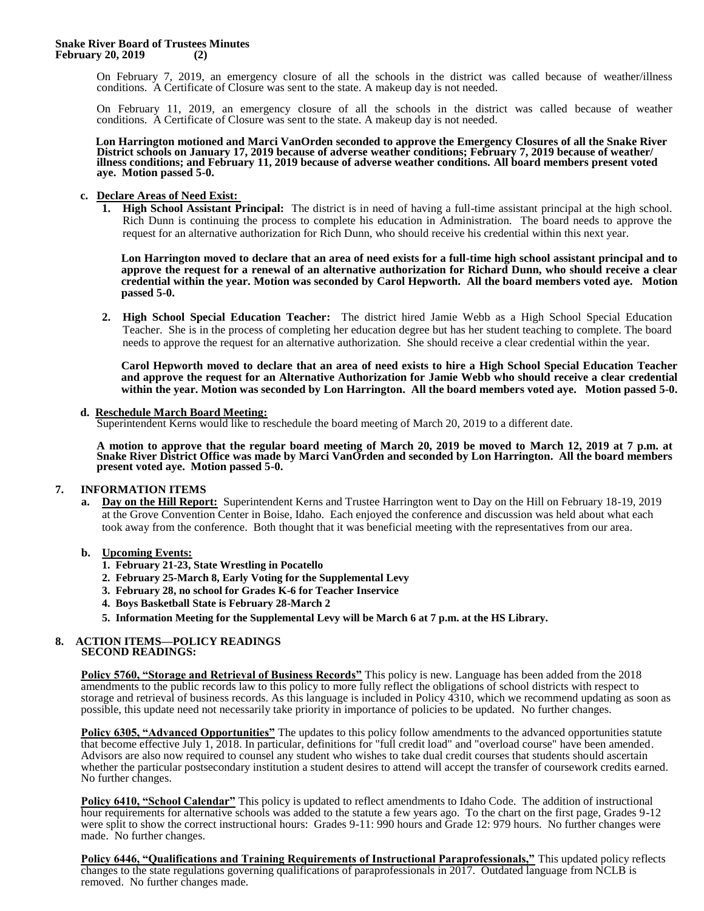On February 7, 2019, an emergency closure of all the schools in the district was called because of weather/illness conditions. A Certificate of Closure was sent to the state. A makeup day is not needed.

On February 11, 2019, an emergency closure of all the schools in the district was called because of weather conditions. A Certificate of Closure was sent to the state. A makeup day is not needed.

**Lon Harrington motioned and Marci VanOrden seconded to approve the Emergency Closures of all the Snake River District schools on January 17, 2019 because of adverse weather conditions; February 7, 2019 because of weather/ illness conditions; and February 11, 2019 because of adverse weather conditions. All board members present voted aye. Motion passed 5-0.**

**c. Declare Areas of Need Exist:**

1. **High School Assistant Principal:** The district is in need of having a full-time assistant principal at the high school. Rich Dunn is continuing the process to complete his education in Administration. The board needs to approve the request for an alternative authorization for Rich Dunn, who should receive his credential within this next year.

   **Lon Harrington moved to declare that an area of need exists for a full-time high school assistant principal and to approve the request for a renewal of an alternative authorization for Richard Dunn, who should receive a clear credential within the year. Motion was seconded by Carol Hepworth. All the board members voted aye. Motion passed 5-0.**

2. **High School Special Education Teacher:** The district hired Jamie Webb as a High School Special Education Teacher. She is in the process of completing her education degree but has her student teaching to complete. The board needs to approve the request for an alternative authorization. She should receive a clear credential within the year.

   **Carol Hepworth moved to declare that an area of need exists to hire a High School Special Education Teacher and approve the request for an Alternative Authorization for Jamie Webb who should receive a clear credential within the year. Motion was seconded by Lon Harrington. All the board members voted aye. Motion passed 5-0.**

**d. Reschedule March Board Meeting:**
Superintendent Kerns would like to reschedule the board meeting of March 20, 2019 to a different date.

**A motion to approve that the regular board meeting of March 20, 2019 be moved to March 12, 2019 at 7 p.m. at Snake River District Office was made by Marci VanOrden and seconded by Lon Harrington. All the board members present voted aye. Motion passed 5-0.**

## 7. INFORMATION ITEMS

**a. Day on the Hill Report:** Superintendent Kerns and Trustee Harrington went to Day on the Hill on February 18-19, 2019 at the Grove Convention Center in Boise, Idaho. Each enjoyed the conference and discussion was held about what each took away from the conference. Both thought that it was beneficial meeting with the representatives from our area.

**b. Upcoming Events:**

1. **February 21-23, State Wrestling in Pocatello**
2. **February 25-March 8, Early Voting for the Supplemental Levy**
3. **February 28, no school for Grades K-6 for Teacher Inservice**
4. **Boys Basketball State is February 28-March 2**
5. **Information Meeting for the Supplemental Levy will be March 6 at 7 p.m. at the HS Library.**

## 8. ACTION ITEMS—POLICY READINGS
**SECOND READINGS:**

**Policy 5760, "Storage and Retrieval of Business Records"** This policy is new. Language has been added from the 2018 amendments to the public records law to this policy to more fully reflect the obligations of school districts with respect to storage and retrieval of business records. As this language is included in Policy 4310, which we recommend updating as soon as possible, this update need not necessarily take priority in importance of policies to be updated. No further changes.

**Policy 6305, "Advanced Opportunities"** The updates to this policy follow amendments to the advanced opportunities statute that become effective July 1, 2018. In particular, definitions for "full credit load" and "overload course" have been amended. Advisors are also now required to counsel any student who wishes to take dual credit courses that students should ascertain whether the particular postsecondary institution a student desires to attend will accept the transfer of coursework credits earned. No further changes.

**Policy 6410, "School Calendar"** This policy is updated to reflect amendments to Idaho Code. The addition of instructional hour requirements for alternative schools was added to the statute a few years ago. To the chart on the first page, Grades 9-12 were split to show the correct instructional hours: Grades 9-11: 990 hours and Grade 12: 979 hours. No further changes were made. No further changes.

**Policy 6446, "Qualifications and Training Requirements of Instructional Paraprofessionals,"** This updated policy reflects changes to the state regulations governing qualifications of paraprofessionals in 2017. Outdated language from NCLB is removed. No further changes made.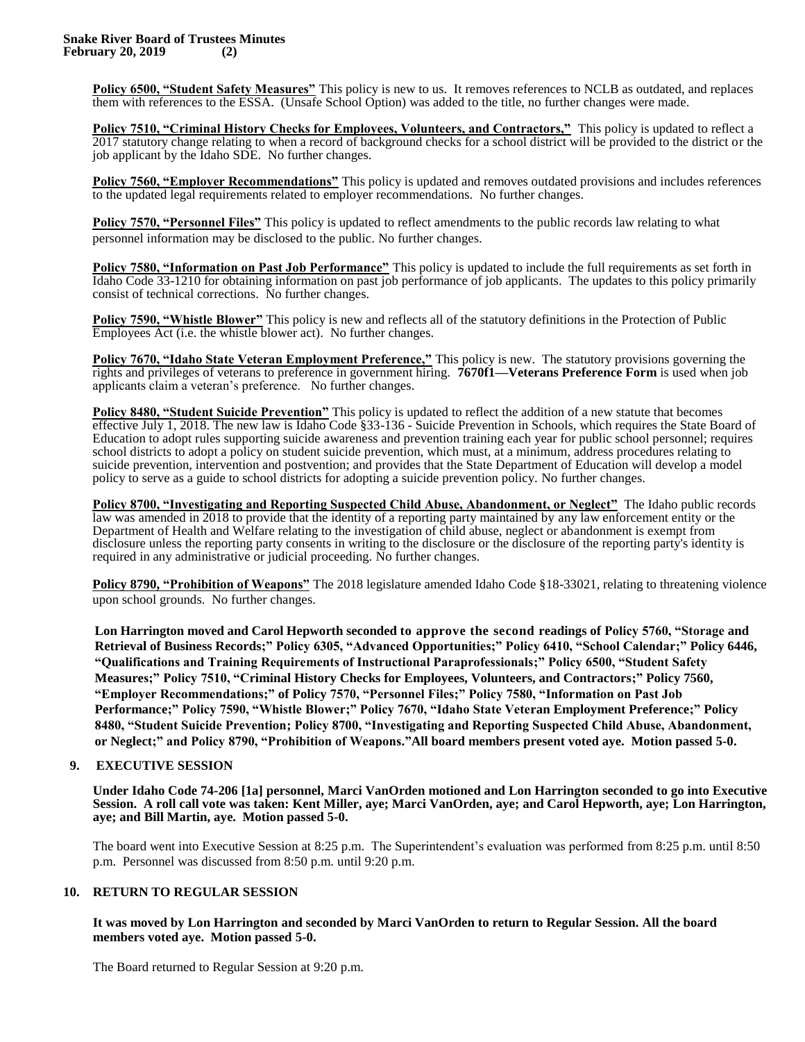**Policy 6500, "Student Safety Measures"** This policy is new to us. It removes references to NCLB as outdated, and replaces them with references to the ESSA. (Unsafe School Option) was added to the title, no further changes were made.

**Policy 7510, "Criminal History Checks for Employees, Volunteers, and Contractors,"** This policy is updated to reflect a 2017 statutory change relating to when a record of background checks for a school district will be provided to the district or the job applicant by the Idaho SDE. No further changes.

**Policy 7560, "Employer Recommendations"** This policy is updated and removes outdated provisions and includes references to the updated legal requirements related to employer recommendations. No further changes.

**Policy 7570, "Personnel Files"** This policy is updated to reflect amendments to the public records law relating to what personnel information may be disclosed to the public. No further changes.

**Policy 7580, "Information on Past Job Performance"** This policy is updated to include the full requirements as set forth in Idaho Code 33-1210 for obtaining information on past job performance of job applicants. The updates to this policy primarily consist of technical corrections. No further changes.

**Policy 7590, "Whistle Blower"** This policy is new and reflects all of the statutory definitions in the Protection of Public Employees Act (i.e. the whistle blower act). No further changes.

**Policy 7670, "Idaho State Veteran Employment Preference,"** This policy is new. The statutory provisions governing the rights and privileges of veterans to preference in government hiring. **7670f1—Veterans Preference Form** is used when job applicants claim a veteran's preference. No further changes.

**Policy 8480, "Student Suicide Prevention"** This policy is updated to reflect the addition of a new statute that becomes effective July 1, 2018. The new law is Idaho Code §33-136 - Suicide Prevention in Schools, which requires the State Board of Education to adopt rules supporting suicide awareness and prevention training each year for public school personnel; requires school districts to adopt a policy on student suicide prevention, which must, at a minimum, address procedures relating to suicide prevention, intervention and postvention; and provides that the State Department of Education will develop a model policy to serve as a guide to school districts for adopting a suicide prevention policy. No further changes.

**Policy 8700, "Investigating and Reporting Suspected Child Abuse, Abandonment, or Neglect"** The Idaho public records law was amended in 2018 to provide that the identity of a reporting party maintained by any law enforcement entity or the Department of Health and Welfare relating to the investigation of child abuse, neglect or abandonment is exempt from disclosure unless the reporting party consents in writing to the disclosure or the disclosure of the reporting party's identity is required in any administrative or judicial proceeding. No further changes.

**Policy 8790, "Prohibition of Weapons"** The 2018 legislature amended Idaho Code §18-33021, relating to threatening violence upon school grounds. No further changes.

**Lon Harrington moved and Carol Hepworth seconded to approve the second readings of Policy 5760, "Storage and Retrieval of Business Records;" Policy 6305, "Advanced Opportunities;" Policy 6410, "School Calendar;" Policy 6446, "Qualifications and Training Requirements of Instructional Paraprofessionals;" Policy 6500, "Student Safety Measures;" Policy 7510, "Criminal History Checks for Employees, Volunteers, and Contractors;" Policy 7560, "Employer Recommendations;" of Policy 7570, "Personnel Files;" Policy 7580, "Information on Past Job Performance;" Policy 7590, "Whistle Blower;" Policy 7670, "Idaho State Veteran Employment Preference;" Policy 8480, "Student Suicide Prevention; Policy 8700, "Investigating and Reporting Suspected Child Abuse, Abandonment, or Neglect;" and Policy 8790, "Prohibition of Weapons."All board members present voted aye. Motion passed 5-0.**

## 9. EXECUTIVE SESSION

**Under Idaho Code 74-206 [1a] personnel, Marci VanOrden motioned and Lon Harrington seconded to go into Executive Session. A roll call vote was taken: Kent Miller, aye; Marci VanOrden, aye; and Carol Hepworth, aye; Lon Harrington, aye; and Bill Martin, aye. Motion passed 5-0.**

The board went into Executive Session at 8:25 p.m. The Superintendent's evaluation was performed from 8:25 p.m. until 8:50 p.m. Personnel was discussed from 8:50 p.m. until 9:20 p.m.

## 10. RETURN TO REGULAR SESSION

**It was moved by Lon Harrington and seconded by Marci VanOrden to return to Regular Session. All the board members voted aye. Motion passed 5-0.**

The Board returned to Regular Session at 9:20 p.m.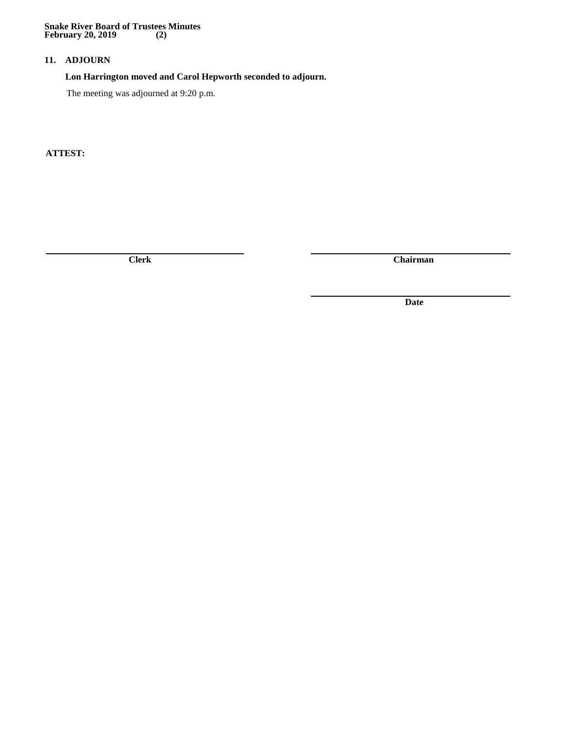## 11. ADJOURN

**Lon Harrington moved and Carol Hepworth seconded to adjourn.**

The meeting was adjourned at 9:20 p.m.

**ATTEST:**

\_\_\_\_\_\_\_\_\_\_\_\_\_\_\_\_\_\_\_\_\_\_\_\_\_\_\_\_\_\_
**Clerk**

\_\_\_\_\_\_\_\_\_\_\_\_\_\_\_\_\_\_\_\_\_\_\_\_\_\_\_\_\_\_
**Chairman**

\_\_\_\_\_\_\_\_\_\_\_\_\_\_\_\_\_\_\_\_\_\_\_\_\_\_\_\_\_\_
**Date**